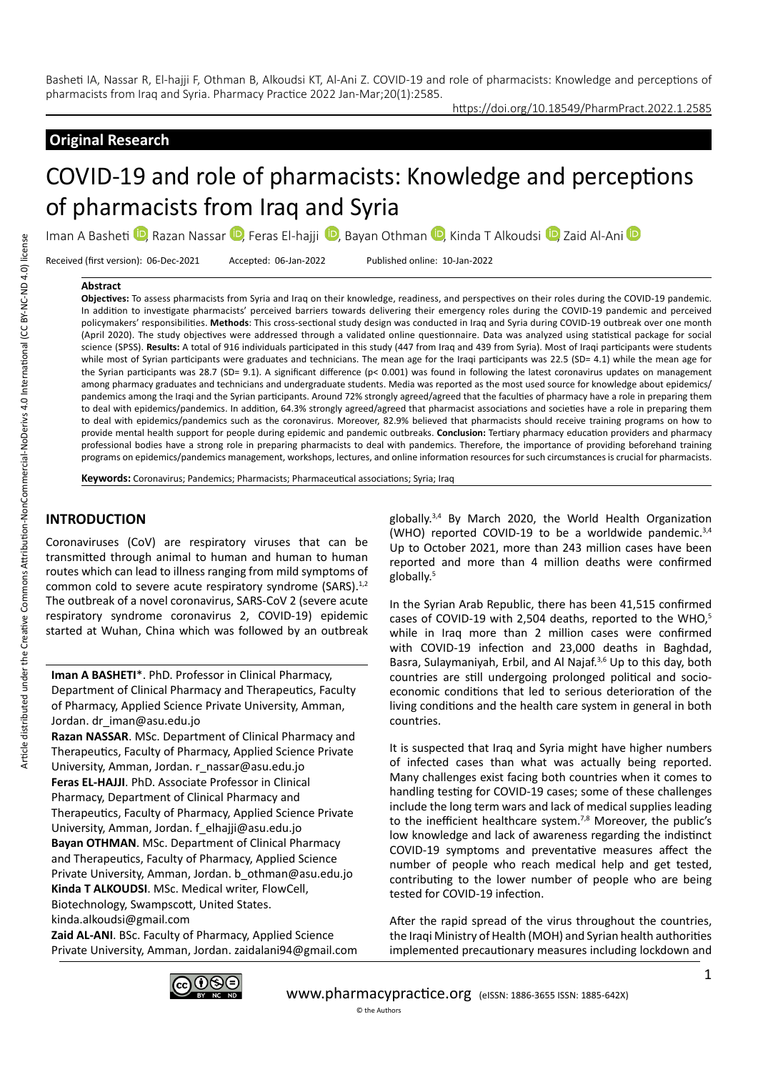## Original Research

# COVID-19 and role of pharmacists: Knowledge and perceptions of pharmacists from Iraq and Syria

Iman A Basheti, Razan Nassar, Feras El-hajji, Bayan Othman, Kinda T Alkoudsi, Zaid Al-Ani

Received (first version): 06-Dec-2021 Accepted: 06-Jan-2022 Published online: 10-Jan-2022

### Abstract

**Objectives:** To assess pharmacists from Syria and Iraq on their knowledge, readiness, and perspectives on their roles during the COVID-19 pandemic. In addition to investigate pharmacists' perceived barriers towards delivering their emergency roles during the COVID-19 pandemic and perceived policymakers' responsibilities. **Methods**: This cross-sectional study design was conducted in Iraq and Syria during COVID-19 outbreak over one month (April 2020). The study objectives were addressed through a validated online questionnaire. Data was analyzed using statistical package for social science (SPSS). **Results:** A total of 916 individuals participated in this study (447 from Iraq and 439 from Syria). Most of Iraqi participants were students while most of Syrian participants were graduates and technicians. The mean age for the Iraqi participants was 22.5 (SD= 4.1) while the mean age for the Syrian participants was 28.7 (SD= 9.1). A significant difference (p< 0.001) was found in following the latest coronavirus updates on management among pharmacy graduates and technicians and undergraduate students. Media was reported as the most used source for knowledge about epidemics/pandemics among the Iraqi and the Syrian participants. Around 72% strongly agreed/agreed that the faculties of pharmacy have a role in preparing them to deal with epidemics/pandemics. In addition, 64.3% strongly agreed/agreed that pharmacist associations and societies have a role in preparing them to deal with epidemics/pandemics such as the coronavirus. Moreover, 82.9% believed that pharmacists should receive training programs on how to provide mental health support for people during epidemic and pandemic outbreaks. **Conclusion:** Tertiary pharmacy education providers and pharmacy professional bodies have a strong role in preparing pharmacists to deal with pandemics. Therefore, the importance of providing beforehand training programs on epidemics/pandemics management, workshops, lectures, and online information resources for such circumstances is crucial for pharmacists.

**Keywords:** Coronavirus; Pandemics; Pharmacists; Pharmaceutical associations; Syria; Iraq

## INTRODUCTION

Coronaviruses (CoV) are respiratory viruses that can be transmitted through animal to human and human to human routes which can lead to illness ranging from mild symptoms of common cold to severe acute respiratory syndrome (SARS).[1,2] The outbreak of a novel coronavirus, SARS-CoV 2 (severe acute respiratory syndrome coronavirus 2, COVID-19) epidemic started at Wuhan, China which was followed by an outbreak globally.[3,4] By March 2020, the World Health Organization (WHO) reported COVID-19 to be a worldwide pandemic.[3,4] Up to October 2021, more than 243 million cases have been reported and more than 4 million deaths were confirmed globally.[5]

In the Syrian Arab Republic, there has been 41,515 confirmed cases of COVID-19 with 2,504 deaths, reported to the WHO,[5] while in Iraq more than 2 million cases were confirmed with COVID-19 infection and 23,000 deaths in Baghdad, Basra, Sulaymaniyah, Erbil, and Al Najaf.[3,6] Up to this day, both countries are still undergoing prolonged political and socio-economic conditions that led to serious deterioration of the living conditions and the health care system in general in both countries.

It is suspected that Iraq and Syria might have higher numbers of infected cases than what was actually being reported. Many challenges exist facing both countries when it comes to handling testing for COVID-19 cases; some of these challenges include the long term wars and lack of medical supplies leading to the inefficient healthcare system.[7,8] Moreover, the public's low knowledge and lack of awareness regarding the indistinct COVID-19 symptoms and preventative measures affect the number of people who reach medical help and get tested, contributing to the lower number of people who are being tested for COVID-19 infection.

After the rapid spread of the virus throughout the countries, the Iraqi Ministry of Health (MOH) and Syrian health authorities implemented precautionary measures including lockdown and

---

**Iman A BASHETI***. PhD. Professor in Clinical Pharmacy, Department of Clinical Pharmacy and Therapeutics, Faculty of Pharmacy, Applied Science Private University, Amman, Jordan. dr_iman@asu.edu.jo

**Razan NASSAR**. MSc. Department of Clinical Pharmacy and Therapeutics, Faculty of Pharmacy, Applied Science Private University, Amman, Jordan. r_nassar@asu.edu.jo

**Feras EL-HAJJI**. PhD. Associate Professor in Clinical Pharmacy, Department of Clinical Pharmacy and Therapeutics, Faculty of Pharmacy, Applied Science Private University, Amman, Jordan. f_elhajji@asu.edu.jo

**Bayan OTHMAN**. MSc. Department of Clinical Pharmacy and Therapeutics, Faculty of Pharmacy, Applied Science Private University, Amman, Jordan. b_othman@asu.edu.jo

**Kinda T ALKOUDSI**. MSc. Medical writer, FlowCell, Biotechnology, Swampscott, United States. kinda.alkoudsi@gmail.com

**Zaid AL-ANI**. BSc. Faculty of Pharmacy, Applied Science Private University, Amman, Jordan. zaidalani94@gmail.com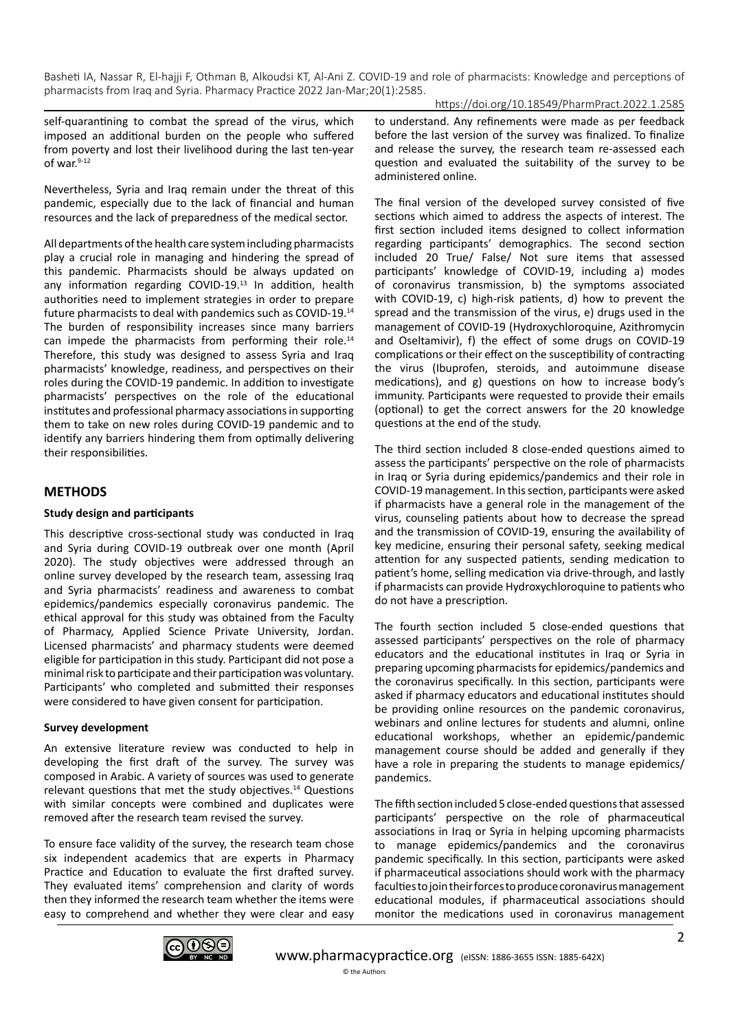self-quarantining to combat the spread of the virus, which imposed an additional burden on the people who suffered from poverty and lost their livelihood during the last ten-year of war.[9-12]

Nevertheless, Syria and Iraq remain under the threat of this pandemic, especially due to the lack of financial and human resources and the lack of preparedness of the medical sector.

All departments of the health care system including pharmacists play a crucial role in managing and hindering the spread of this pandemic. Pharmacists should be always updated on any information regarding COVID-19.[13] In addition, health authorities need to implement strategies in order to prepare future pharmacists to deal with pandemics such as COVID-19.[14] The burden of responsibility increases since many barriers can impede the pharmacists from performing their role.[14] Therefore, this study was designed to assess Syria and Iraq pharmacists' knowledge, readiness, and perspectives on their roles during the COVID-19 pandemic. In addition to investigate pharmacists' perspectives on the role of the educational institutes and professional pharmacy associations in supporting them to take on new roles during COVID-19 pandemic and to identify any barriers hindering them from optimally delivering their responsibilities.

## METHODS

### Study design and participants

This descriptive cross-sectional study was conducted in Iraq and Syria during COVID-19 outbreak over one month (April 2020). The study objectives were addressed through an online survey developed by the research team, assessing Iraq and Syria pharmacists' readiness and awareness to combat epidemics/pandemics especially coronavirus pandemic. The ethical approval for this study was obtained from the Faculty of Pharmacy, Applied Science Private University, Jordan. Licensed pharmacists' and pharmacy students were deemed eligible for participation in this study. Participant did not pose a minimal risk to participate and their participation was voluntary. Participants' who completed and submitted their responses were considered to have given consent for participation.

### Survey development

An extensive literature review was conducted to help in developing the first draft of the survey. The survey was composed in Arabic. A variety of sources was used to generate relevant questions that met the study objectives.[14] Questions with similar concepts were combined and duplicates were removed after the research team revised the survey.

To ensure face validity of the survey, the research team chose six independent academics that are experts in Pharmacy Practice and Education to evaluate the first drafted survey. They evaluated items' comprehension and clarity of words then they informed the research team whether the items were easy to comprehend and whether they were clear and easy to understand. Any refinements were made as per feedback before the last version of the survey was finalized. To finalize and release the survey, the research team re-assessed each question and evaluated the suitability of the survey to be administered online.

The final version of the developed survey consisted of five sections which aimed to address the aspects of interest. The first section included items designed to collect information regarding participants' demographics. The second section included 20 True/ False/ Not sure items that assessed participants' knowledge of COVID-19, including a) modes of coronavirus transmission, b) the symptoms associated with COVID-19, c) high-risk patients, d) how to prevent the spread and the transmission of the virus, e) drugs used in the management of COVID-19 (Hydroxychloroquine, Azithromycin and Oseltamivir), f) the effect of some drugs on COVID-19 complications or their effect on the susceptibility of contracting the virus (Ibuprofen, steroids, and autoimmune disease medications), and g) questions on how to increase body's immunity. Participants were requested to provide their emails (optional) to get the correct answers for the 20 knowledge questions at the end of the study.

The third section included 8 close-ended questions aimed to assess the participants' perspective on the role of pharmacists in Iraq or Syria during epidemics/pandemics and their role in COVID-19 management. In this section, participants were asked if pharmacists have a general role in the management of the virus, counseling patients about how to decrease the spread and the transmission of COVID-19, ensuring the availability of key medicine, ensuring their personal safety, seeking medical attention for any suspected patients, sending medication to patient's home, selling medication via drive-through, and lastly if pharmacists can provide Hydroxychloroquine to patients who do not have a prescription.

The fourth section included 5 close-ended questions that assessed participants' perspectives on the role of pharmacy educators and the educational institutes in Iraq or Syria in preparing upcoming pharmacists for epidemics/pandemics and the coronavirus specifically. In this section, participants were asked if pharmacy educators and educational institutes should be providing online resources on the pandemic coronavirus, webinars and online lectures for students and alumni, online educational workshops, whether an epidemic/pandemic management course should be added and generally if they have a role in preparing the students to manage epidemics/pandemics.

The fifth section included 5 close-ended questions that assessed participants' perspective on the role of pharmaceutical associations in Iraq or Syria in helping upcoming pharmacists to manage epidemics/pandemics and the coronavirus pandemic specifically. In this section, participants were asked if pharmaceutical associations should work with the pharmacy faculties to join their forces to produce coronavirus management educational modules, if pharmaceutical associations should monitor the medications used in coronavirus management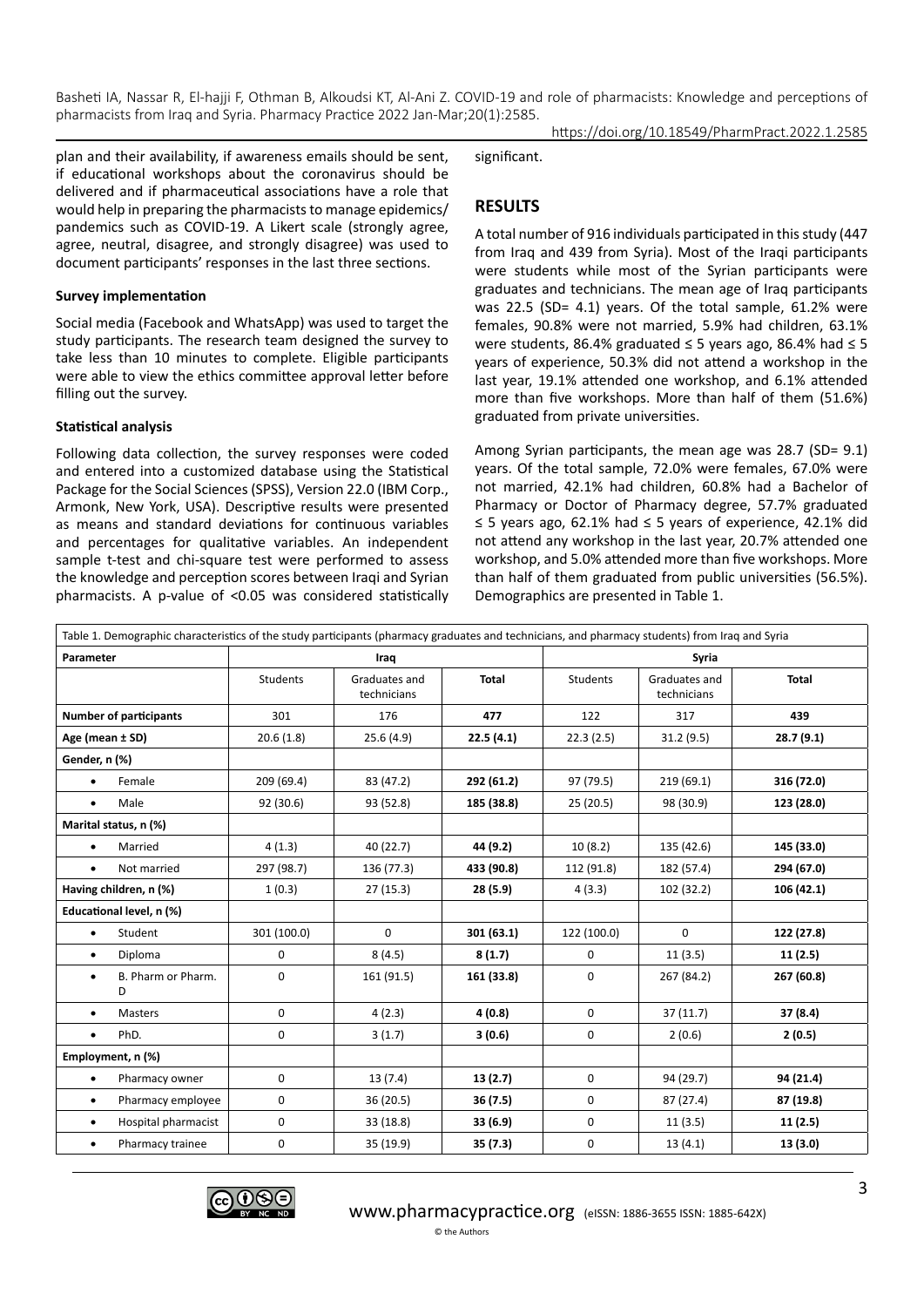plan and their availability, if awareness emails should be sent, if educational workshops about the coronavirus should be delivered and if pharmaceutical associations have a role that would help in preparing the pharmacists to manage epidemics/pandemics such as COVID-19. A Likert scale (strongly agree, agree, neutral, disagree, and strongly disagree) was used to document participants' responses in the last three sections.

**Survey implementation**

Social media (Facebook and WhatsApp) was used to target the study participants. The research team designed the survey to take less than 10 minutes to complete. Eligible participants were able to view the ethics committee approval letter before filling out the survey.

**Statistical analysis**

Following data collection, the survey responses were coded and entered into a customized database using the Statistical Package for the Social Sciences (SPSS), Version 22.0 (IBM Corp., Armonk, New York, USA). Descriptive results were presented as means and standard deviations for continuous variables and percentages for qualitative variables. An independent sample t-test and chi-square test were performed to assess the knowledge and perception scores between Iraqi and Syrian pharmacists. A p-value of <0.05 was considered statistically significant.

## RESULTS

A total number of 916 individuals participated in this study (447 from Iraq and 439 from Syria). Most of the Iraqi participants were students while most of the Syrian participants were graduates and technicians. The mean age of Iraq participants was 22.5 (SD= 4.1) years. Of the total sample, 61.2% were females, 90.8% were not married, 5.9% had children, 63.1% were students, 86.4% graduated ≤ 5 years ago, 86.4% had ≤ 5 years of experience, 50.3% did not attend a workshop in the last year, 19.1% attended one workshop, and 6.1% attended more than five workshops. More than half of them (51.6%) graduated from private universities.

Among Syrian participants, the mean age was 28.7 (SD= 9.1) years. Of the total sample, 72.0% were females, 67.0% were not married, 42.1% had children, 60.8% had a Bachelor of Pharmacy or Doctor of Pharmacy degree, 57.7% graduated ≤ 5 years ago, 62.1% had ≤ 5 years of experience, 42.1% did not attend any workshop in the last year, 20.7% attended one workshop, and 5.0% attended more than five workshops. More than half of them graduated from public universities (56.5%). Demographics are presented in Table 1.

Table 1. Demographic characteristics of the study participants (pharmacy graduates and technicians, and pharmacy students) from Iraq and Syria

| Parameter | Iraq | | | Syria | | |
|---|---|---|---|---|---|---|
| | Students | Graduates and technicians | **Total** | Students | Graduates and technicians | **Total** |
| **Number of participants** | 301 | 176 | **477** | 122 | 317 | **439** |
| **Age (mean ± SD)** | 20.6 (1.8) | 25.6 (4.9) | **22.5 (4.1)** | 22.3 (2.5) | 31.2 (9.5) | **28.7 (9.1)** |
| **Gender, n (%)** | | | | | | |
| • Female | 209 (69.4) | 83 (47.2) | **292 (61.2)** | 97 (79.5) | 219 (69.1) | **316 (72.0)** |
| • Male | 92 (30.6) | 93 (52.8) | **185 (38.8)** | 25 (20.5) | 98 (30.9) | **123 (28.0)** |
| **Marital status, n (%)** | | | | | | |
| • Married | 4 (1.3) | 40 (22.7) | **44 (9.2)** | 10 (8.2) | 135 (42.6) | **145 (33.0)** |
| • Not married | 297 (98.7) | 136 (77.3) | **433 (90.8)** | 112 (91.8) | 182 (57.4) | **294 (67.0)** |
| **Having children, n (%)** | 1 (0.3) | 27 (15.3) | **28 (5.9)** | 4 (3.3) | 102 (32.2) | **106 (42.1)** |
| **Educational level, n (%)** | | | | | | |
| • Student | 301 (100.0) | 0 | **301 (63.1)** | 122 (100.0) | 0 | **122 (27.8)** |
| • Diploma | 0 | 8 (4.5) | **8 (1.7)** | 0 | 11 (3.5) | **11 (2.5)** |
| • B. Pharm or Pharm. D | 0 | 161 (91.5) | **161 (33.8)** | 0 | 267 (84.2) | **267 (60.8)** |
| • Masters | 0 | 4 (2.3) | **4 (0.8)** | 0 | 37 (11.7) | **37 (8.4)** |
| • PhD. | 0 | 3 (1.7) | **3 (0.6)** | 0 | 2 (0.6) | **2 (0.5)** |
| **Employment, n (%)** | | | | | | |
| • Pharmacy owner | 0 | 13 (7.4) | **13 (2.7)** | 0 | 94 (29.7) | **94 (21.4)** |
| • Pharmacy employee | 0 | 36 (20.5) | **36 (7.5)** | 0 | 87 (27.4) | **87 (19.8)** |
| • Hospital pharmacist | 0 | 33 (18.8) | **33 (6.9)** | 0 | 11 (3.5) | **11 (2.5)** |
| • Pharmacy trainee | 0 | 35 (19.9) | **35 (7.3)** | 0 | 13 (4.1) | **13 (3.0)** |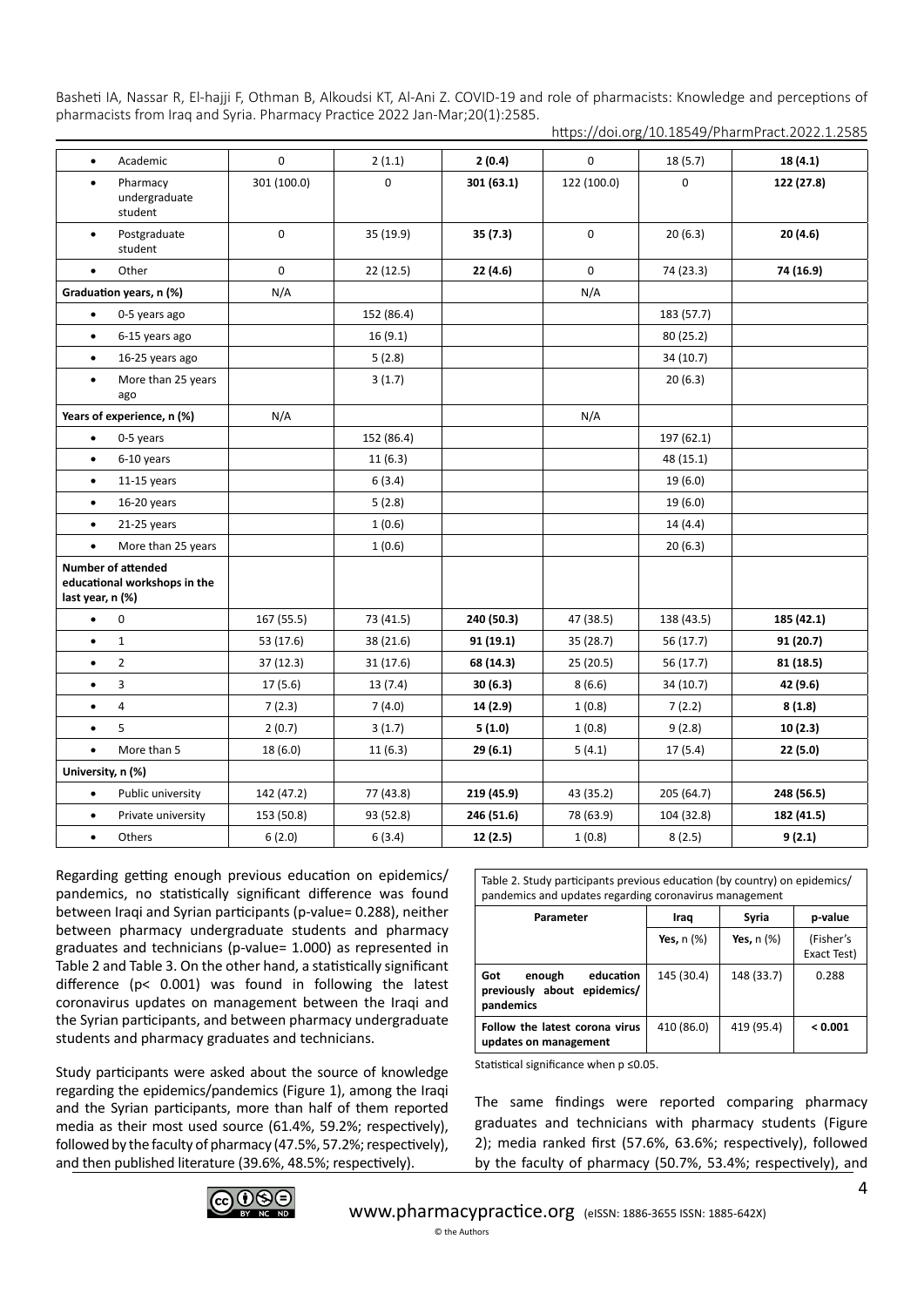| | | | | | | |
|---|---|---|---|---|---|---|
| • Academic | 0 | 2 (1.1) | **2 (0.4)** | 0 | 18 (5.7) | **18 (4.1)** |
| • Pharmacy undergraduate student | 301 (100.0) | 0 | **301 (63.1)** | 122 (100.0) | 0 | **122 (27.8)** |
| • Postgraduate student | 0 | 35 (19.9) | **35 (7.3)** | 0 | 20 (6.3) | **20 (4.6)** |
| • Other | 0 | 22 (12.5) | **22 (4.6)** | 0 | 74 (23.3) | **74 (16.9)** |
| **Graduation years, n (%)** | N/A | | | N/A | | |
| • 0-5 years ago | | 152 (86.4) | | | 183 (57.7) | |
| • 6-15 years ago | | 16 (9.1) | | | 80 (25.2) | |
| • 16-25 years ago | | 5 (2.8) | | | 34 (10.7) | |
| • More than 25 years ago | | 3 (1.7) | | | 20 (6.3) | |
| **Years of experience, n (%)** | N/A | | | N/A | | |
| • 0-5 years | | 152 (86.4) | | | 197 (62.1) | |
| • 6-10 years | | 11 (6.3) | | | 48 (15.1) | |
| • 11-15 years | | 6 (3.4) | | | 19 (6.0) | |
| • 16-20 years | | 5 (2.8) | | | 19 (6.0) | |
| • 21-25 years | | 1 (0.6) | | | 14 (4.4) | |
| • More than 25 years | | 1 (0.6) | | | 20 (6.3) | |
| **Number of attended educational workshops in the last year, n (%)** | | | | | | |
| • 0 | 167 (55.5) | 73 (41.5) | **240 (50.3)** | 47 (38.5) | 138 (43.5) | **185 (42.1)** |
| • 1 | 53 (17.6) | 38 (21.6) | **91 (19.1)** | 35 (28.7) | 56 (17.7) | **91 (20.7)** |
| • 2 | 37 (12.3) | 31 (17.6) | **68 (14.3)** | 25 (20.5) | 56 (17.7) | **81 (18.5)** |
| • 3 | 17 (5.6) | 13 (7.4) | **30 (6.3)** | 8 (6.6) | 34 (10.7) | **42 (9.6)** |
| • 4 | 7 (2.3) | 7 (4.0) | **14 (2.9)** | 1 (0.8) | 7 (2.2) | **8 (1.8)** |
| • 5 | 2 (0.7) | 3 (1.7) | **5 (1.0)** | 1 (0.8) | 9 (2.8) | **10 (2.3)** |
| • More than 5 | 18 (6.0) | 11 (6.3) | **29 (6.1)** | 5 (4.1) | 17 (5.4) | **22 (5.0)** |
| **University, n (%)** | | | | | | |
| • Public university | 142 (47.2) | 77 (43.8) | **219 (45.9)** | 43 (35.2) | 205 (64.7) | **248 (56.5)** |
| • Private university | 153 (50.8) | 93 (52.8) | **246 (51.6)** | 78 (63.9) | 104 (32.8) | **182 (41.5)** |
| • Others | 6 (2.0) | 6 (3.4) | **12 (2.5)** | 1 (0.8) | 8 (2.5) | **9 (2.1)** |

Regarding getting enough previous education on epidemics/pandemics, no statistically significant difference was found between Iraqi and Syrian participants (p-value= 0.288), neither between pharmacy undergraduate students and pharmacy graduates and technicians (p-value= 1.000) as represented in Table 2 and Table 3. On the other hand, a statistically significant difference ($p < 0.001$) was found in following the latest coronavirus updates on management between the Iraqi and the Syrian participants, and between pharmacy undergraduate students and pharmacy graduates and technicians.

Study participants were asked about the source of knowledge regarding the epidemics/pandemics (Figure 1), among the Iraqi and the Syrian participants, more than half of them reported media as their most used source (61.4%, 59.2%; respectively), followed by the faculty of pharmacy (47.5%, 57.2%; respectively), and then published literature (39.6%, 48.5%; respectively).

Table 2. Study participants previous education (by country) on epidemics/pandemics and updates regarding coronavirus management

| Parameter | Iraq | Syria | p-value |
|---|---|---|---|
| | **Yes,** n (%) | **Yes,** n (%) | (Fisher's Exact Test) |
| **Got enough education previously about epidemics/pandemics** | 145 (30.4) | 148 (33.7) | 0.288 |
| **Follow the latest corona virus updates on management** | 410 (86.0) | 419 (95.4) | **< 0.001** |

Statistical significance when p ≤0.05.

The same findings were reported comparing pharmacy graduates and technicians with pharmacy students (Figure 2); media ranked first (57.6%, 63.6%; respectively), followed by the faculty of pharmacy (50.7%, 53.4%; respectively), and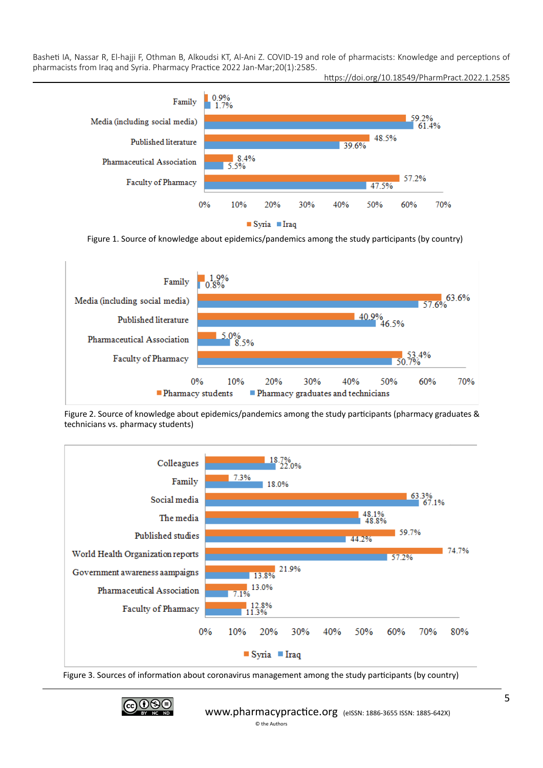| | Syria | Iraq |
|---|---|---|
| Family | 0.9% | 1.7% |
| Media (including social media) | 59.2% | 61.4% |
| Published literature | 48.5% | 39.6% |
| Pharmaceutical Association | 8.4% | 5.5% |
| Faculty of Pharmacy | 57.2% | 47.5% |

Figure 1. Source of knowledge about epidemics/pandemics among the study participants (by country)

| | Pharmacy students | Pharmacy graduates and technicians |
|---|---|---|
| Family | 1.9% | 0.8% |
| Media (including social media) | 63.6% | 57.6% |
| Published literature | 40.9% | 46.5% |
| Pharmaceutical Association | 5.0% | 8.5% |
| Faculty of Pharmacy | 53.4% | 50.7% |

Figure 2. Source of knowledge about epidemics/pandemics among the study participants (pharmacy graduates & technicians vs. pharmacy students)

| | Syria | Iraq |
|---|---|---|
| Colleagues | 18.7% | 22.0% |
| Family | 7.3% | 18.0% |
| Social media | 63.3% | 67.1% |
| The media | 48.1% | 48.8% |
| Published studies | 59.7% | 44.2% |
| World Health Organization reports | 74.7% | 57.2% |
| Government awareness aampaigns | 21.9% | 13.8% |
| Pharmaceutical Association | 13.0% | 7.1% |
| Faculty of Pharmacy | 12.8% | 11.3% |

Figure 3. Sources of information about coronavirus management among the study participants (by country)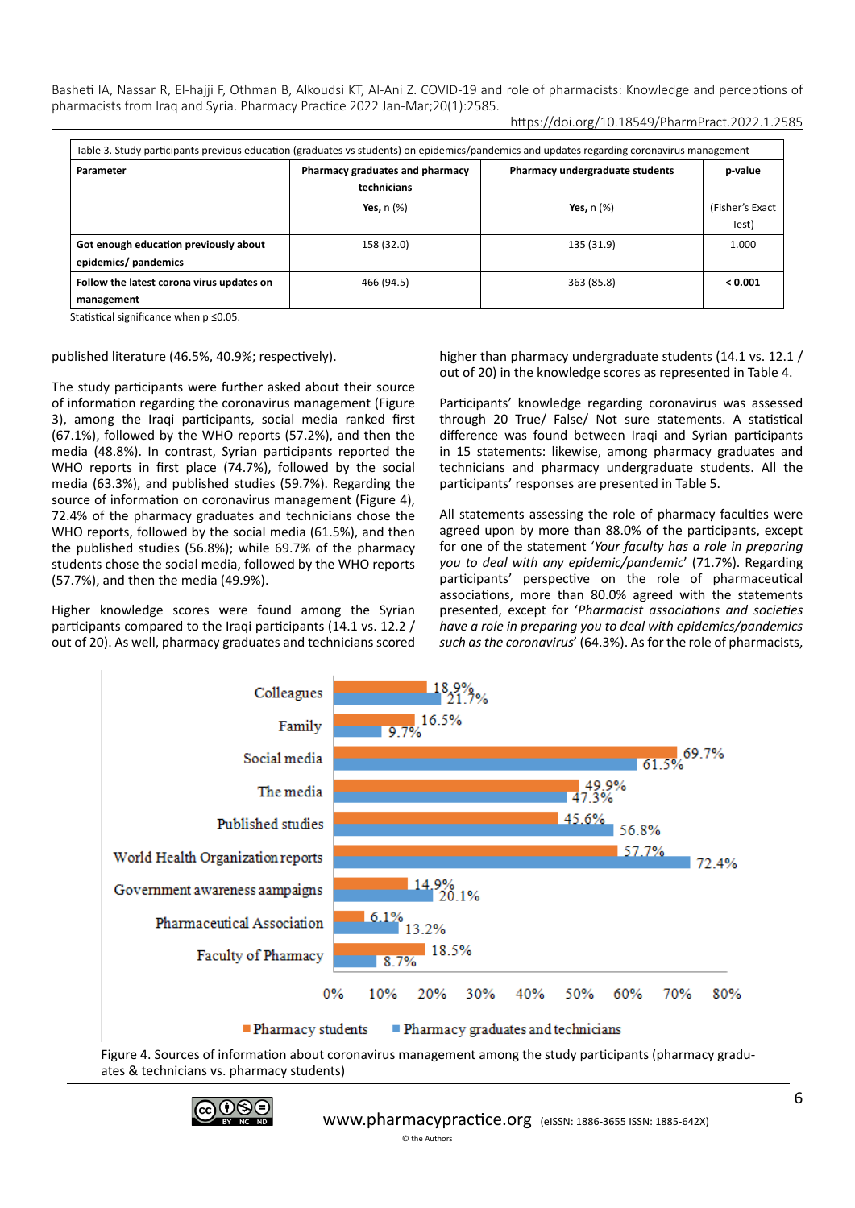Table 3. Study participants previous education (graduates vs students) on epidemics/pandemics and updates regarding coronavirus management

| Parameter | Pharmacy graduates and pharmacy technicians | Pharmacy undergraduate students | p-value |
|---|---|---|---|
| | **Yes,** n (%) | **Yes,** n (%) | (Fisher's Exact Test) |
| **Got enough education previously about epidemics/ pandemics** | 158 (32.0) | 135 (31.9) | 1.000 |
| **Follow the latest corona virus updates on management** | 466 (94.5) | 363 (85.8) | **< 0.001** |

Statistical significance when p ≤0.05.

published literature (46.5%, 40.9%; respectively).

The study participants were further asked about their source of information regarding the coronavirus management (Figure 3), among the Iraqi participants, social media ranked first (67.1%), followed by the WHO reports (57.2%), and then the media (48.8%). In contrast, Syrian participants reported the WHO reports in first place (74.7%), followed by the social media (63.3%), and published studies (59.7%). Regarding the source of information on coronavirus management (Figure 4), 72.4% of the pharmacy graduates and technicians chose the WHO reports, followed by the social media (61.5%), and then the published studies (56.8%); while 69.7% of the pharmacy students chose the social media, followed by the WHO reports (57.7%), and then the media (49.9%).

Higher knowledge scores were found among the Syrian participants compared to the Iraqi participants (14.1 vs. 12.2 / out of 20). As well, pharmacy graduates and technicians scored higher than pharmacy undergraduate students (14.1 vs. 12.1 / out of 20) in the knowledge scores as represented in Table 4.

Participants' knowledge regarding coronavirus was assessed through 20 True/ False/ Not sure statements. A statistical difference was found between Iraqi and Syrian participants in 15 statements: likewise, among pharmacy graduates and technicians and pharmacy undergraduate students. All the participants' responses are presented in Table 5.

All statements assessing the role of pharmacy faculties were agreed upon by more than 88.0% of the participants, except for one of the statement '*Your faculty has a role in preparing you to deal with any epidemic/pandemic*' (71.7%). Regarding participants' perspective on the role of pharmaceutical associations, more than 80.0% agreed with the statements presented, except for '*Pharmacist associations and societies have a role in preparing you to deal with epidemics/pandemics such as the coronavirus*' (64.3%). As for the role of pharmacists,

| Source | Pharmacy students | Pharmacy graduates and technicians |
|---|---|---|
| Colleagues | 18.9% | 21.7% |
| Family | 16.5% | 9.7% |
| Social media | 69.7% | 61.5% |
| The media | 49.9% | 47.3% |
| Published studies | 45.6% | 56.8% |
| World Health Organization reports | 57.7% | 72.4% |
| Government awareness aampaigns | 14.9% | 20.1% |
| Pharmaceutical Association | 6.1% | 13.2% |
| Faculty of Pharmacy | 18.5% | 8.7% |

Figure 4. Sources of information about coronavirus management among the study participants (pharmacy graduates & technicians vs. pharmacy students)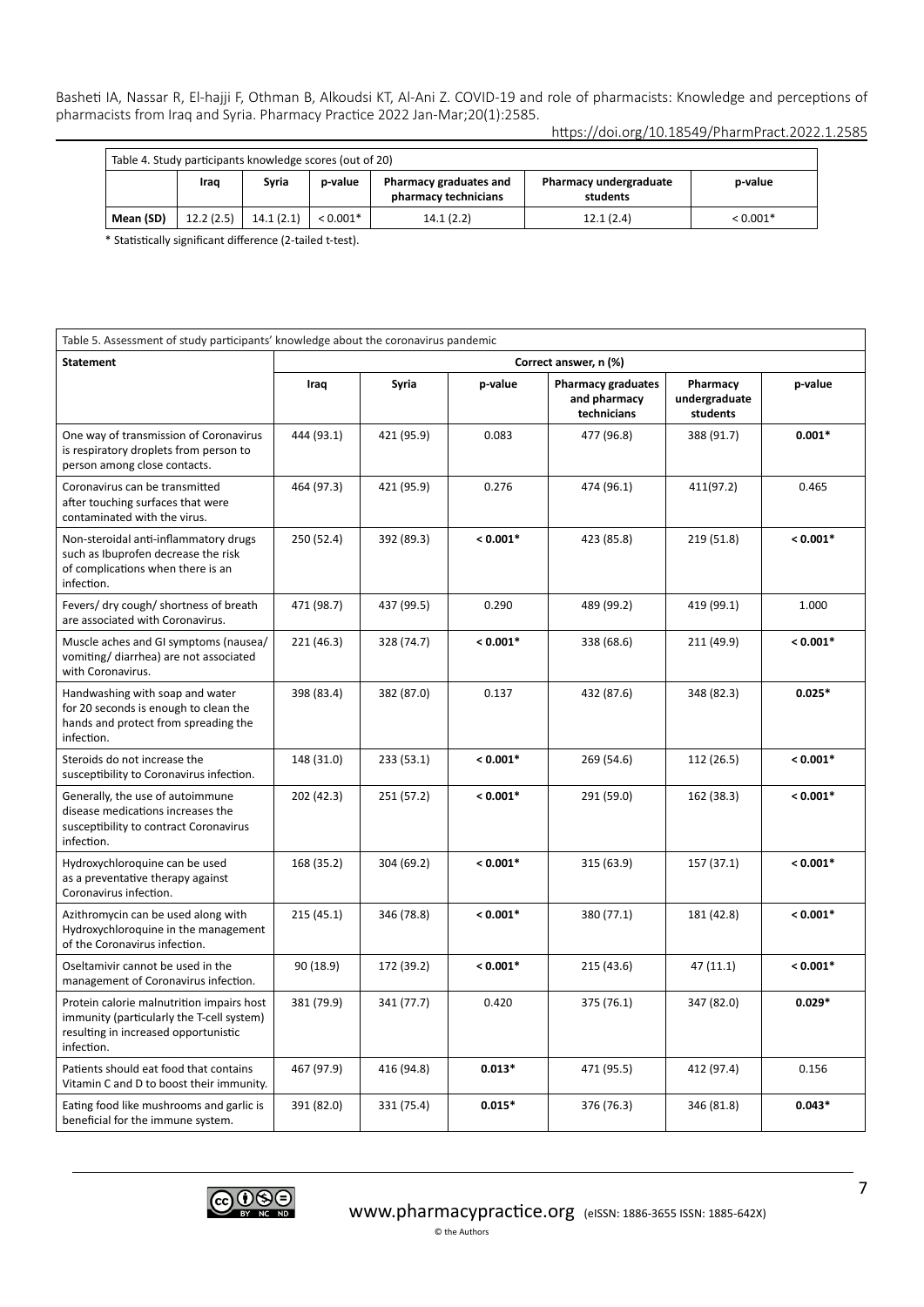Table 4. Study participants knowledge scores (out of 20)

| | Iraq | Syria | p-value | Pharmacy graduates and pharmacy technicians | Pharmacy undergraduate students | p-value |
|---|---|---|---|---|---|---|
| **Mean (SD)** | 12.2 (2.5) | 14.1 (2.1) | < 0.001* | 14.1 (2.2) | 12.1 (2.4) | < 0.001* |

\* Statistically significant difference (2-tailed t-test).

Table 5. Assessment of study participants' knowledge about the coronavirus pandemic

| **Statement** | Correct answer, n (%) | | | | | |
|---|---|---|---|---|---|---|
| | **Iraq** | **Syria** | **p-value** | **Pharmacy graduates and pharmacy technicians** | **Pharmacy undergraduate students** | **p-value** |
| One way of transmission of Coronavirus is respiratory droplets from person to person among close contacts. | 444 (93.1) | 421 (95.9) | 0.083 | 477 (96.8) | 388 (91.7) | **0.001*** |
| Coronavirus can be transmitted after touching surfaces that were contaminated with the virus. | 464 (97.3) | 421 (95.9) | 0.276 | 474 (96.1) | 411(97.2) | 0.465 |
| Non-steroidal anti-inflammatory drugs such as Ibuprofen decrease the risk of complications when there is an infection. | 250 (52.4) | 392 (89.3) | **< 0.001*** | 423 (85.8) | 219 (51.8) | **< 0.001*** |
| Fevers/ dry cough/ shortness of breath are associated with Coronavirus. | 471 (98.7) | 437 (99.5) | 0.290 | 489 (99.2) | 419 (99.1) | 1.000 |
| Muscle aches and GI symptoms (nausea/ vomiting/ diarrhea) are not associated with Coronavirus. | 221 (46.3) | 328 (74.7) | **< 0.001*** | 338 (68.6) | 211 (49.9) | **< 0.001*** |
| Handwashing with soap and water for 20 seconds is enough to clean the hands and protect from spreading the infection. | 398 (83.4) | 382 (87.0) | 0.137 | 432 (87.6) | 348 (82.3) | **0.025*** |
| Steroids do not increase the susceptibility to Coronavirus infection. | 148 (31.0) | 233 (53.1) | **< 0.001*** | 269 (54.6) | 112 (26.5) | **< 0.001*** |
| Generally, the use of autoimmune disease medications increases the susceptibility to contract Coronavirus infection. | 202 (42.3) | 251 (57.2) | **< 0.001*** | 291 (59.0) | 162 (38.3) | **< 0.001*** |
| Hydroxychloroquine can be used as a preventative therapy against Coronavirus infection. | 168 (35.2) | 304 (69.2) | **< 0.001*** | 315 (63.9) | 157 (37.1) | **< 0.001*** |
| Azithromycin can be used along with Hydroxychloroquine in the management of the Coronavirus infection. | 215 (45.1) | 346 (78.8) | **< 0.001*** | 380 (77.1) | 181 (42.8) | **< 0.001*** |
| Oseltamivir cannot be used in the management of Coronavirus infection. | 90 (18.9) | 172 (39.2) | **< 0.001*** | 215 (43.6) | 47 (11.1) | **< 0.001*** |
| Protein calorie malnutrition impairs host immunity (particularly the T-cell system) resulting in increased opportunistic infection. | 381 (79.9) | 341 (77.7) | 0.420 | 375 (76.1) | 347 (82.0) | **0.029*** |
| Patients should eat food that contains Vitamin C and D to boost their immunity. | 467 (97.9) | 416 (94.8) | **0.013*** | 471 (95.5) | 412 (97.4) | 0.156 |
| Eating food like mushrooms and garlic is beneficial for the immune system. | 391 (82.0) | 331 (75.4) | **0.015*** | 376 (76.3) | 346 (81.8) | **0.043*** |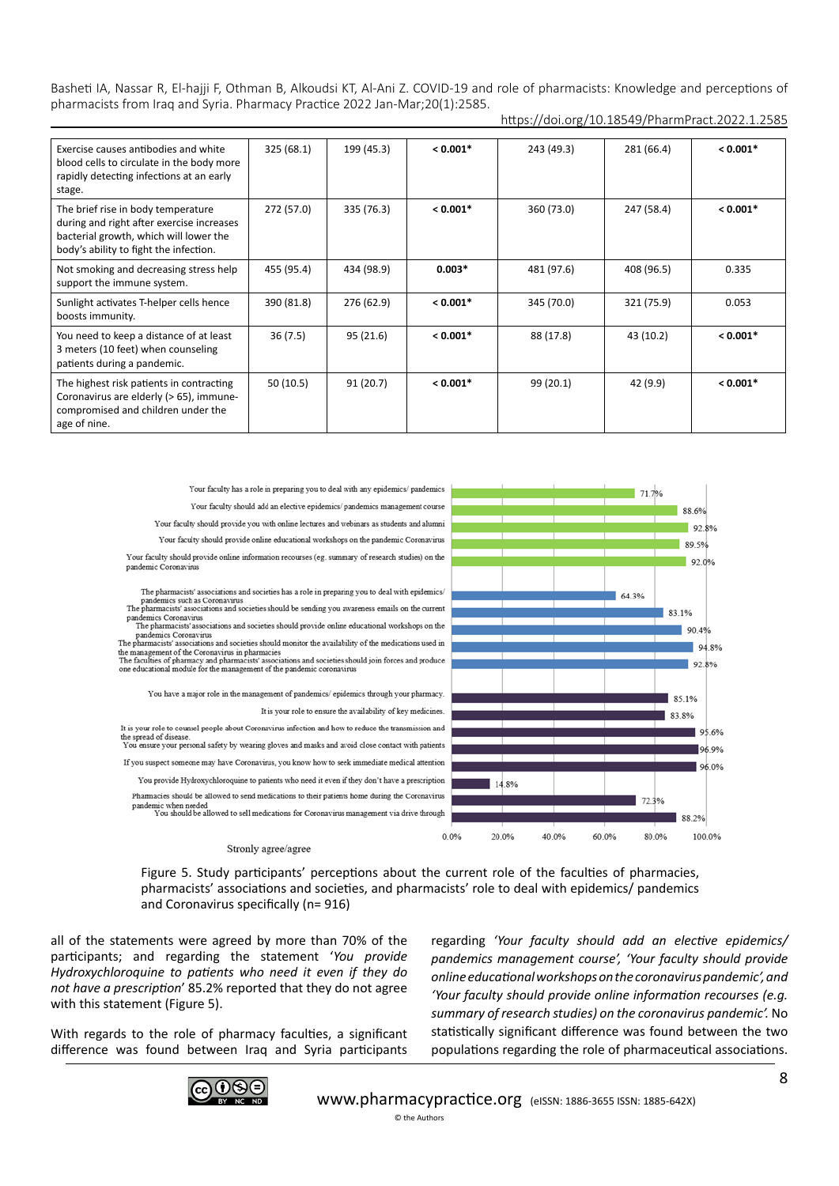| | | | | | | |
|---|---|---|---|---|---|---|
| Exercise causes antibodies and white blood cells to circulate in the body more rapidly detecting infections at an early stage. | 325 (68.1) | 199 (45.3) | **< 0.001*** | 243 (49.3) | 281 (66.4) | **< 0.001*** |
| The brief rise in body temperature during and right after exercise increases bacterial growth, which will lower the body's ability to fight the infection. | 272 (57.0) | 335 (76.3) | **< 0.001*** | 360 (73.0) | 247 (58.4) | **< 0.001*** |
| Not smoking and decreasing stress help support the immune system. | 455 (95.4) | 434 (98.9) | **0.003*** | 481 (97.6) | 408 (96.5) | 0.335 |
| Sunlight activates T-helper cells hence boosts immunity. | 390 (81.8) | 276 (62.9) | **< 0.001*** | 345 (70.0) | 321 (75.9) | 0.053 |
| You need to keep a distance of at least 3 meters (10 feet) when counseling patients during a pandemic. | 36 (7.5) | 95 (21.6) | **< 0.001*** | 88 (17.8) | 43 (10.2) | **< 0.001*** |
| The highest risk patients in contracting Coronavirus are elderly (> 65), immune-compromised and children under the age of nine. | 50 (10.5) | 91 (20.7) | **< 0.001*** | 99 (20.1) | 42 (9.9) | **< 0.001*** |

| Statement | Strongly agree/agree |
|---|---|
| Your faculty has a role in preparing you to deal with any epidemics/ pandemics | 71.7% |
| Your faculty should add an elective epidemics/ pandemics management course | 88.6% |
| Your faculty should provide you with online lectures and webinars as students and alumni | 92.8% |
| Your faculty should provide online educational workshops on the pandemic Coronavirus | 89.5% |
| Your faculty should provide online information recourses (eg. summary of research studies) on the pandemic Coronavirus | 92.0% |
| The pharmacists' associations and societies has a role in preparing you to deal with epidemics/ pandemics such as Coronavirus | 64.3% |
| The pharmacists' associations and societies should be sending you awareness emails on the current pandemics Coronavirus | 83.1% |
| The pharmacists' associations and societies should provide online educational workshops on the pandemics Coronavirus | 90.4% |
| The pharmacists' associations and societies should monitor the availability of the medications used in the management of the Coronavirus in pharmacies | 94.8% |
| The faculties of pharmacy and pharmacists' associations and societies should join forces and produce one educational module for the management of the pandemic coronavirus | 92.8% |
| You have a major role in the management of pandemics/ epidemics through your pharmacy. | 85.1% |
| It is your role to ensure the availability of key medicines. | 83.8% |
| It is your role to counsel people about Coronavirus infection and how to reduce the transmission and the spread of disease. | 95.6% |
| You ensure your personal safety by wearing gloves and masks and avoid close contact with patients | 96.9% |
| If you suspect someone may have Coronavirus, you know how to seek immediate medical attention | 96.0% |
| You provide Hydroxychloroquine to patients who need it even if they don't have a prescription | 14.8% |
| Pharmacies should be allowed to send medications to their patients home during the Coronavirus pandemic when needed | 72.3% |
| You should be allowed to sell medications for Coronavirus management via drive through | 88.2% |

Figure 5. Study participants' perceptions about the current role of the faculties of pharmacies, pharmacists' associations and societies, and pharmacists' role to deal with epidemics/ pandemics and Coronavirus specifically (n= 916)

all of the statements were agreed by more than 70% of the participants; and regarding the statement '*You provide Hydroxychloroquine to patients who need it even if they do not have a prescription*' 85.2% reported that they do not agree with this statement (Figure 5).

With regards to the role of pharmacy faculties, a significant difference was found between Iraq and Syria participants regarding *'Your faculty should add an elective epidemics/ pandemics management course', 'Your faculty should provide online educational workshops on the coronavirus pandemic', and 'Your faculty should provide online information recourses (e.g. summary of research studies) on the coronavirus pandemic'.* No statistically significant difference was found between the two populations regarding the role of pharmaceutical associations.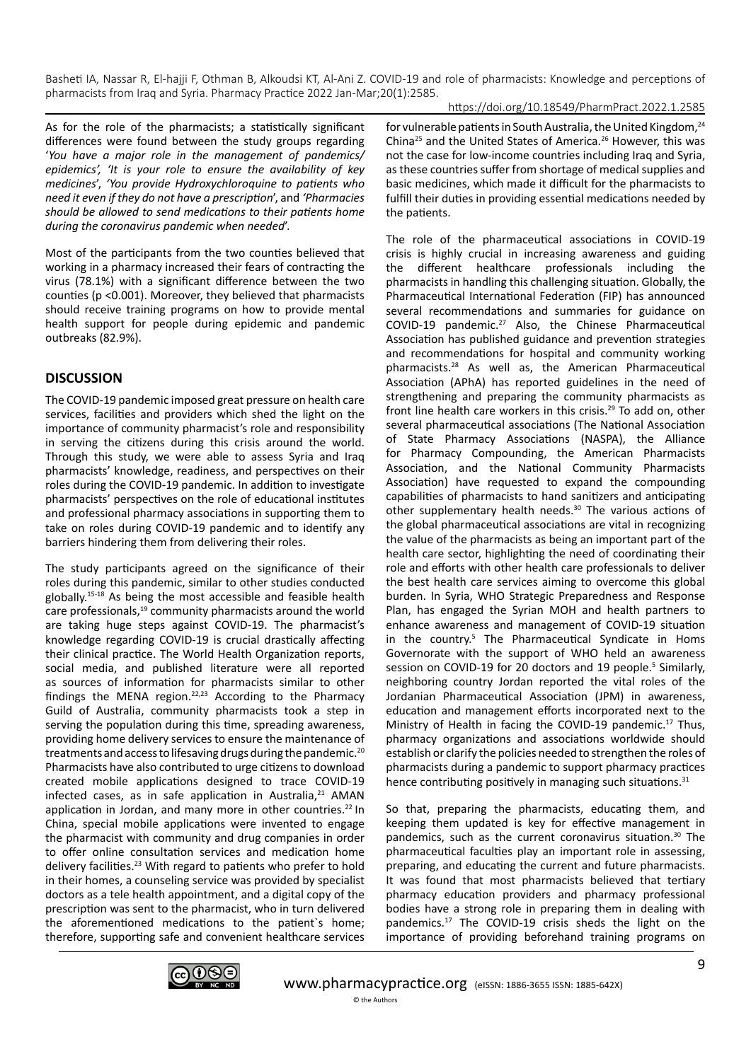As for the role of the pharmacists; a statistically significant differences were found between the study groups regarding '*You have a major role in the management of pandemics/ epidemics*', *'It is your role to ensure the availability of key medicines*', '*You provide Hydroxychloroquine to patients who need it even if they do not have a prescription*', and '*Pharmacies should be allowed to send medications to their patients home during the coronavirus pandemic when needed*'.

Most of the participants from the two counties believed that working in a pharmacy increased their fears of contracting the virus (78.1%) with a significant difference between the two counties ($p < 0.001$). Moreover, they believed that pharmacists should receive training programs on how to provide mental health support for people during epidemic and pandemic outbreaks (82.9%).

## DISCUSSION

The COVID-19 pandemic imposed great pressure on health care services, facilities and providers which shed the light on the importance of community pharmacist's role and responsibility in serving the citizens during this crisis around the world. Through this study, we were able to assess Syria and Iraq pharmacists' knowledge, readiness, and perspectives on their roles during the COVID-19 pandemic. In addition to investigate pharmacists' perspectives on the role of educational institutes and professional pharmacy associations in supporting them to take on roles during COVID-19 pandemic and to identify any barriers hindering them from delivering their roles.

The study participants agreed on the significance of their roles during this pandemic, similar to other studies conducted globally.[15-18] As being the most accessible and feasible health care professionals,[19] community pharmacists around the world are taking huge steps against COVID-19. The pharmacist's knowledge regarding COVID-19 is crucial drastically affecting their clinical practice. The World Health Organization reports, social media, and published literature were all reported as sources of information for pharmacists similar to other findings the MENA region.[22,23] According to the Pharmacy Guild of Australia, community pharmacists took a step in serving the population during this time, spreading awareness, providing home delivery services to ensure the maintenance of treatments and access to lifesaving drugs during the pandemic.[20] Pharmacists have also contributed to urge citizens to download created mobile applications designed to trace COVID-19 infected cases, as in safe application in Australia,[21] AMAN application in Jordan, and many more in other countries.[22] In China, special mobile applications were invented to engage the pharmacist with community and drug companies in order to offer online consultation services and medication home delivery facilities.[23] With regard to patients who prefer to hold in their homes, a counseling service was provided by specialist doctors as a tele health appointment, and a digital copy of the prescription was sent to the pharmacist, who in turn delivered the aforementioned medications to the patient`s home; therefore, supporting safe and convenient healthcare services for vulnerable patients in South Australia, the United Kingdom,[24] China[25] and the United States of America.[26] However, this was not the case for low-income countries including Iraq and Syria, as these countries suffer from shortage of medical supplies and basic medicines, which made it difficult for the pharmacists to fulfill their duties in providing essential medications needed by the patients.

The role of the pharmaceutical associations in COVID-19 crisis is highly crucial in increasing awareness and guiding the different healthcare professionals including the pharmacists in handling this challenging situation. Globally, the Pharmaceutical International Federation (FIP) has announced several recommendations and summaries for guidance on COVID-19 pandemic.[27] Also, the Chinese Pharmaceutical Association has published guidance and prevention strategies and recommendations for hospital and community working pharmacists.[28] As well as, the American Pharmaceutical Association (APhA) has reported guidelines in the need of strengthening and preparing the community pharmacists as front line health care workers in this crisis.[29] To add on, other several pharmaceutical associations (The National Association of State Pharmacy Associations (NASPA), the Alliance for Pharmacy Compounding, the American Pharmacists Association, and the National Community Pharmacists Association) have requested to expand the compounding capabilities of pharmacists to hand sanitizers and anticipating other supplementary health needs.[30] The various actions of the global pharmaceutical associations are vital in recognizing the value of the pharmacists as being an important part of the health care sector, highlighting the need of coordinating their role and efforts with other health care professionals to deliver the best health care services aiming to overcome this global burden. In Syria, WHO Strategic Preparedness and Response Plan, has engaged the Syrian MOH and health partners to enhance awareness and management of COVID-19 situation in the country.[5] The Pharmaceutical Syndicate in Homs Governorate with the support of WHO held an awareness session on COVID-19 for 20 doctors and 19 people.[5] Similarly, neighboring country Jordan reported the vital roles of the Jordanian Pharmaceutical Association (JPM) in awareness, education and management efforts incorporated next to the Ministry of Health in facing the COVID-19 pandemic.[17] Thus, pharmacy organizations and associations worldwide should establish or clarify the policies needed to strengthen the roles of pharmacists during a pandemic to support pharmacy practices hence contributing positively in managing such situations.[31]

So that, preparing the pharmacists, educating them, and keeping them updated is key for effective management in pandemics, such as the current coronavirus situation.[30] The pharmaceutical faculties play an important role in assessing, preparing, and educating the current and future pharmacists. It was found that most pharmacists believed that tertiary pharmacy education providers and pharmacy professional bodies have a strong role in preparing them in dealing with pandemics.[17] The COVID-19 crisis sheds the light on the importance of providing beforehand training programs on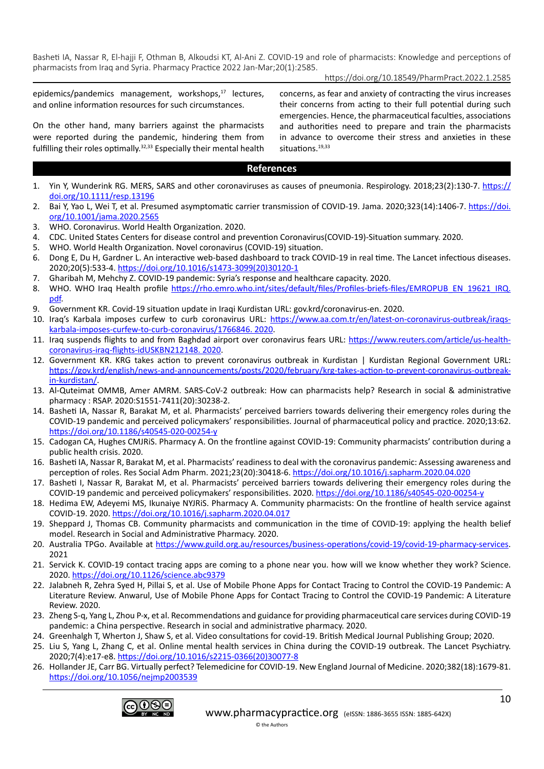epidemics/pandemics management, workshops,[17] lectures, and online information resources for such circumstances.

On the other hand, many barriers against the pharmacists were reported during the pandemic, hindering them from fulfilling their roles optimally.[32,33] Especially their mental health concerns, as fear and anxiety of contracting the virus increases their concerns from acting to their full potential during such emergencies. Hence, the pharmaceutical faculties, associations and authorities need to prepare and train the pharmacists in advance to overcome their stress and anxieties in these situations.[19,33]

## References

1. Yin Y, Wunderink RG. MERS, SARS and other coronaviruses as causes of pneumonia. Respirology. 2018;23(2):130-7. https://doi.org/10.1111/resp.13196
2. Bai Y, Yao L, Wei T, et al. Presumed asymptomatic carrier transmission of COVID-19. Jama. 2020;323(14):1406-7. https://doi.org/10.1001/jama.2020.2565
3. WHO. Coronavirus. World Health Organization. 2020.
4. CDC. United States Centers for disease control and prevention Coronavirus(COVID-19)-Situation summary. 2020.
5. WHO. World Health Organization. Novel coronavirus (COVID-19) situation.
6. Dong E, Du H, Gardner L. An interactive web-based dashboard to track COVID-19 in real time. The Lancet infectious diseases. 2020;20(5):533-4. https://doi.org/10.1016/s1473-3099(20)30120-1
7. Gharibah M, Mehchy Z. COVID-19 pandemic: Syria's response and healthcare capacity. 2020.
8. WHO. WHO Iraq Health profile https://rho.emro.who.int/sites/default/files/Profiles-briefs-files/EMROPUB_EN_19621_IRQ.pdf.
9. Government KR. Covid-19 situation update in Iraqi Kurdistan URL: gov.krd/coronavirus-en. 2020.
10. Iraq's Karbala imposes curfew to curb coronavirus URL: https://www.aa.com.tr/en/latest-on-coronavirus-outbreak/iraqs-karbala-imposes-curfew-to-curb-coronavirus/1766846. 2020.
11. Iraq suspends flights to and from Baghdad airport over coronavirus fears URL: https://www.reuters.com/article/us-health-coronavirus-iraq-flights-idUSKBN212148. 2020.
12. Government KR. KRG takes action to prevent coronavirus outbreak in Kurdistan | Kurdistan Regional Government URL: https://gov.krd/english/news-and-announcements/posts/2020/february/krg-takes-action-to-prevent-coronavirus-outbreak-in-kurdistan/.
13. Al-Quteimat OMMB, Amer AMRM. SARS-CoV-2 outbreak: How can pharmacists help? Research in social & administrative pharmacy : RSAP. 2020:S1551-7411(20):30238-2.
14. Basheti IA, Nassar R, Barakat M, et al. Pharmacists' perceived barriers towards delivering their emergency roles during the COVID-19 pandemic and perceived policymakers' responsibilities. Journal of pharmaceutical policy and practice. 2020;13:62. https://doi.org/10.1186/s40545-020-00254-y
15. Cadogan CA, Hughes CMJRiS. Pharmacy A. On the frontline against COVID-19: Community pharmacists' contribution during a public health crisis. 2020.
16. Basheti IA, Nassar R, Barakat M, et al. Pharmacists' readiness to deal with the coronavirus pandemic: Assessing awareness and perception of roles. Res Social Adm Pharm. 2021;23(20):30418-6. https://doi.org/10.1016/j.sapharm.2020.04.020
17. Basheti I, Nassar R, Barakat M, et al. Pharmacists' perceived barriers towards delivering their emergency roles during the COVID-19 pandemic and perceived policymakers' responsibilities. 2020. https://doi.org/10.1186/s40545-020-00254-y
18. Hedima EW, Adeyemi MS, Ikunaiye NYJRiS. Pharmacy A. Community pharmacists: On the frontline of health service against COVID-19. 2020. https://doi.org/10.1016/j.sapharm.2020.04.017
19. Sheppard J, Thomas CB. Community pharmacists and communication in the time of COVID-19: applying the health belief model. Research in Social and Administrative Pharmacy. 2020.
20. Australia TPGo. Available at https://www.guild.org.au/resources/business-operations/covid-19/covid-19-pharmacy-services. 2021
21. Servick K. COVID-19 contact tracing apps are coming to a phone near you. how will we know whether they work? Science. 2020. https://doi.org/10.1126/science.abc9379
22. Jalabneh R, Zehra Syed H, Pillai S, et al. Use of Mobile Phone Apps for Contact Tracing to Control the COVID-19 Pandemic: A Literature Review. Anwarul, Use of Mobile Phone Apps for Contact Tracing to Control the COVID-19 Pandemic: A Literature Review. 2020.
23. Zheng S-q, Yang L, Zhou P-x, et al. Recommendations and guidance for providing pharmaceutical care services during COVID-19 pandemic: a China perspective. Research in social and administrative pharmacy. 2020.
24. Greenhalgh T, Wherton J, Shaw S, et al. Video consultations for covid-19. British Medical Journal Publishing Group; 2020.
25. Liu S, Yang L, Zhang C, et al. Online mental health services in China during the COVID-19 outbreak. The Lancet Psychiatry. 2020;7(4):e17-e8. https://doi.org/10.1016/s2215-0366(20)30077-8
26. Hollander JE, Carr BG. Virtually perfect? Telemedicine for COVID-19. New England Journal of Medicine. 2020;382(18):1679-81. https://doi.org/10.1056/nejmp2003539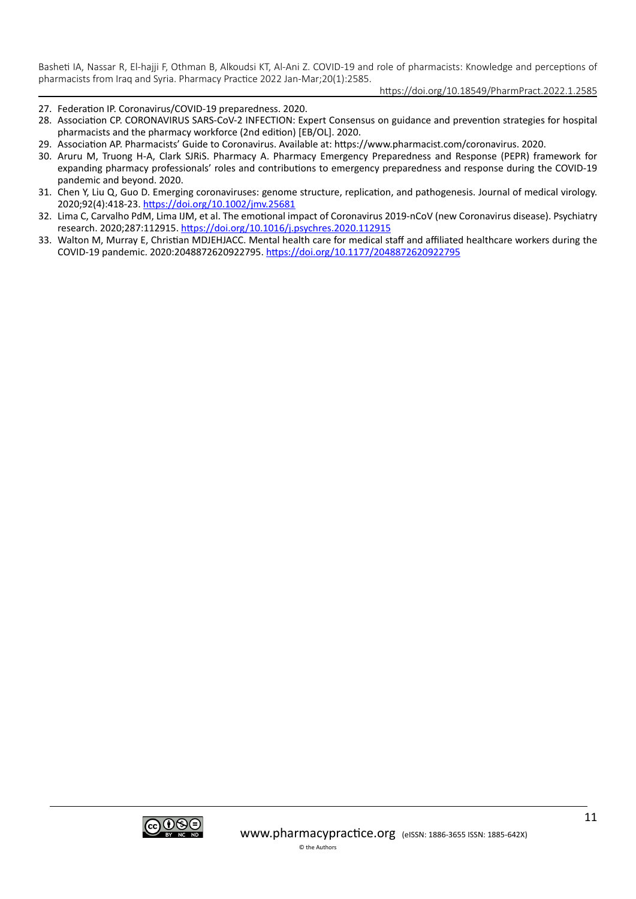27. Federation IP. Coronavirus/COVID-19 preparedness. 2020.
28. Association CP. CORONAVIRUS SARS-CoV-2 INFECTION: Expert Consensus on guidance and prevention strategies for hospital pharmacists and the pharmacy workforce (2nd edition) [EB/OL]. 2020.
29. Association AP. Pharmacists' Guide to Coronavirus. Available at: https://www.pharmacist.com/coronavirus. 2020.
30. Aruru M, Truong H-A, Clark SJRiS. Pharmacy A. Pharmacy Emergency Preparedness and Response (PEPR) framework for expanding pharmacy professionals' roles and contributions to emergency preparedness and response during the COVID-19 pandemic and beyond. 2020.
31. Chen Y, Liu Q, Guo D. Emerging coronaviruses: genome structure, replication, and pathogenesis. Journal of medical virology. 2020;92(4):418-23. https://doi.org/10.1002/jmv.25681
32. Lima C, Carvalho PdM, Lima IJM, et al. The emotional impact of Coronavirus 2019-nCoV (new Coronavirus disease). Psychiatry research. 2020;287:112915. https://doi.org/10.1016/j.psychres.2020.112915
33. Walton M, Murray E, Christian MDJEHJACC. Mental health care for medical staff and affiliated healthcare workers during the COVID-19 pandemic. 2020:2048872620922795. https://doi.org/10.1177/2048872620922795